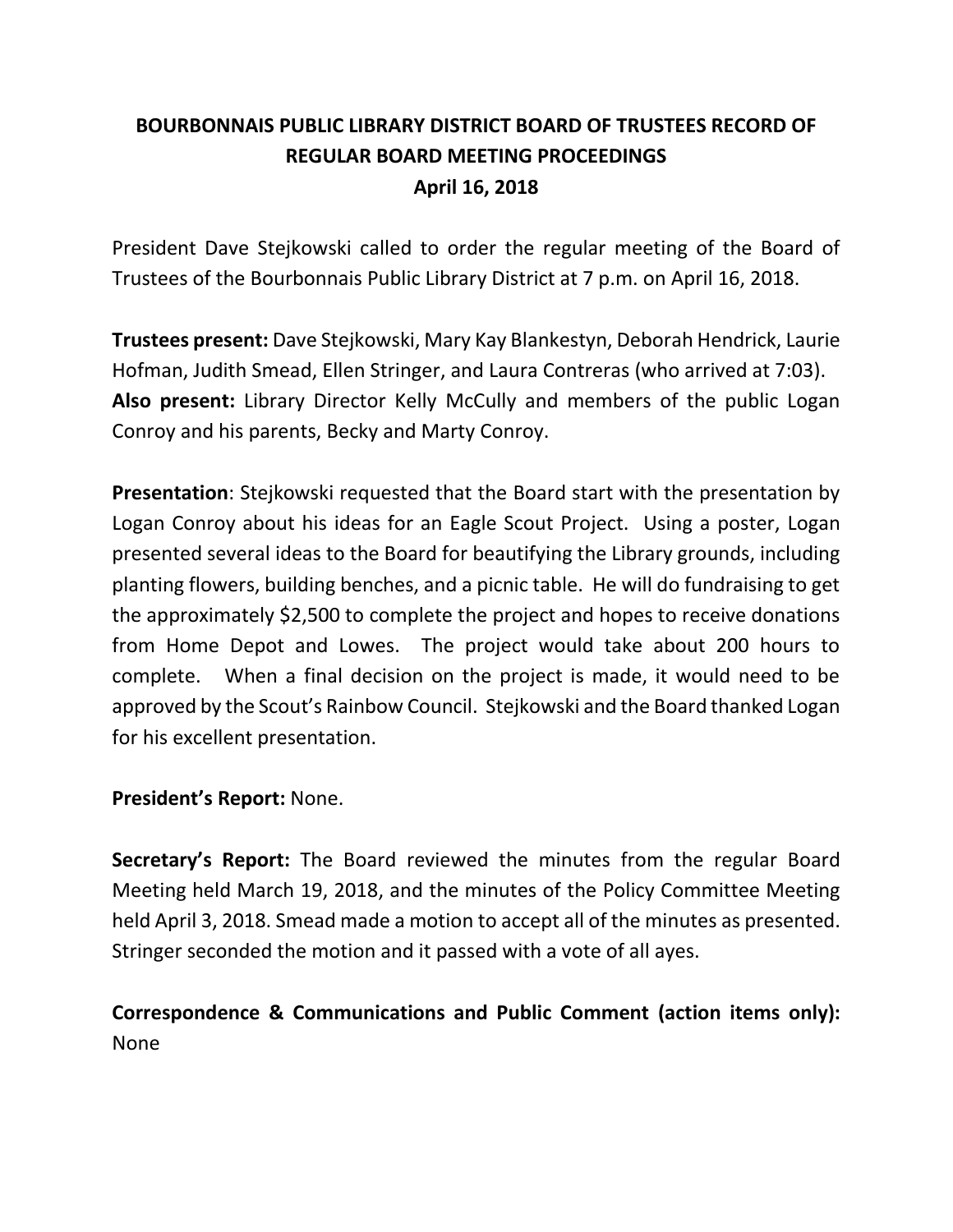# BOURBONNAIS PUBLIC LIBRARY DISTRICT BOARD OF TRUSTEES RECORD OF REGULAR BOARD MEETING PROCEEDINGS

**April 16, 2018**

President Dave Stejkowski called to order the regular meeting of the Board of Trustees of the Bourbonnais Public Library District at 7 p.m. on April 16, 2018.

**Trustees present:** Dave Stejkowski, Mary Kay Blankestyn, Deborah Hendrick, Laurie Hofman, Judith Smead, Ellen Stringer, and Laura Contreras (who arrived at 7:03).
**Also present:** Library Director Kelly McCully and members of the public Logan Conroy and his parents, Becky and Marty Conroy.

**Presentation**: Stejkowski requested that the Board start with the presentation by Logan Conroy about his ideas for an Eagle Scout Project. Using a poster, Logan presented several ideas to the Board for beautifying the Library grounds, including planting flowers, building benches, and a picnic table. He will do fundraising to get the approximately $2,500 to complete the project and hopes to receive donations from Home Depot and Lowes. The project would take about 200 hours to complete. When a final decision on the project is made, it would need to be approved by the Scout's Rainbow Council. Stejkowski and the Board thanked Logan for his excellent presentation.

**President's Report:** None.

**Secretary's Report:** The Board reviewed the minutes from the regular Board Meeting held March 19, 2018, and the minutes of the Policy Committee Meeting held April 3, 2018. Smead made a motion to accept all of the minutes as presented. Stringer seconded the motion and it passed with a vote of all ayes.

**Correspondence & Communications and Public Comment (action items only):** None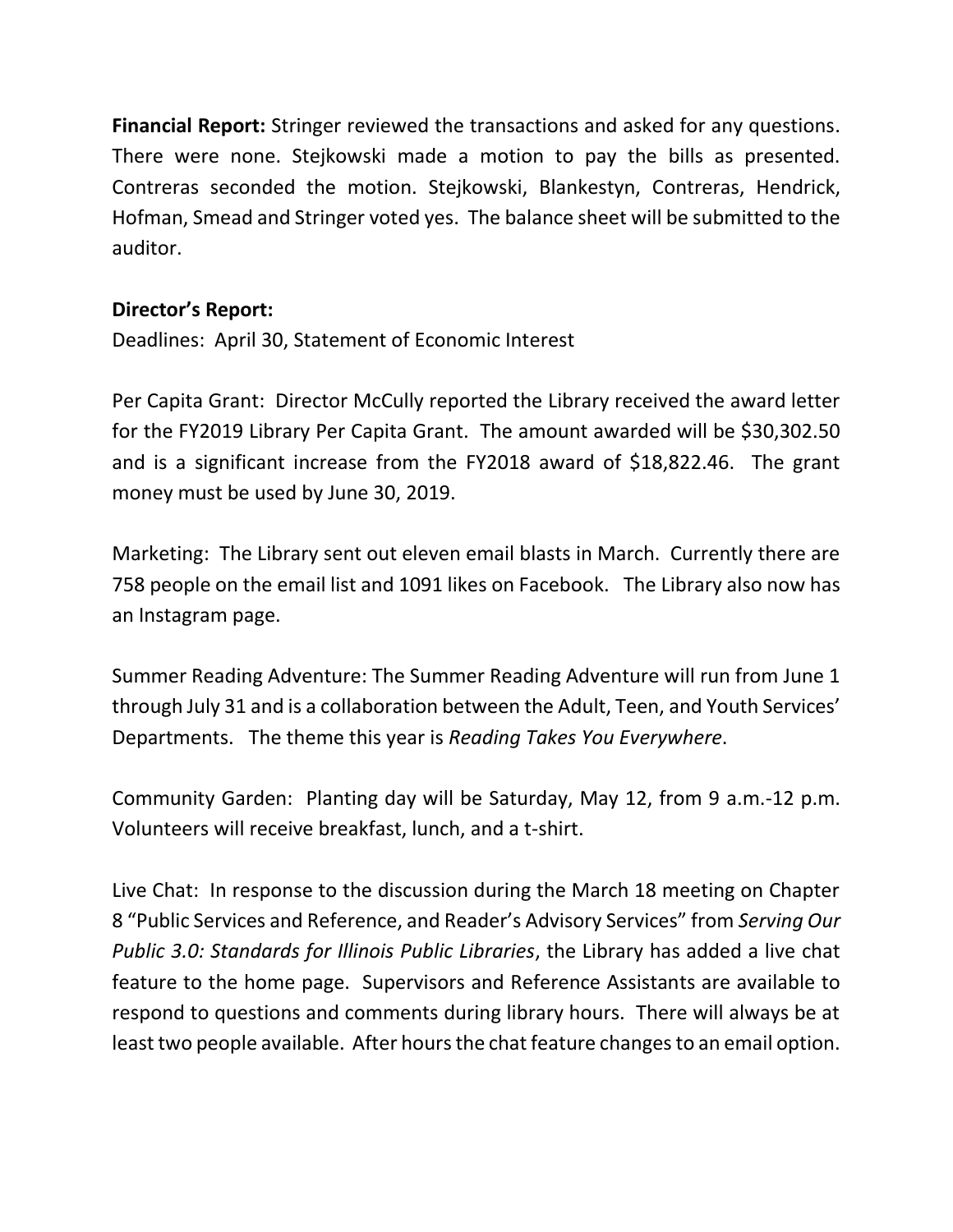**Financial Report:** Stringer reviewed the transactions and asked for any questions. There were none. Stejkowski made a motion to pay the bills as presented. Contreras seconded the motion. Stejkowski, Blankestyn, Contreras, Hendrick, Hofman, Smead and Stringer voted yes. The balance sheet will be submitted to the auditor.

**Director's Report:**

Deadlines: April 30, Statement of Economic Interest

Per Capita Grant: Director McCully reported the Library received the award letter for the FY2019 Library Per Capita Grant. The amount awarded will be $30,302.50 and is a significant increase from the FY2018 award of $18,822.46. The grant money must be used by June 30, 2019.

Marketing: The Library sent out eleven email blasts in March. Currently there are 758 people on the email list and 1091 likes on Facebook. The Library also now has an Instagram page.

Summer Reading Adventure: The Summer Reading Adventure will run from June 1 through July 31 and is a collaboration between the Adult, Teen, and Youth Services' Departments. The theme this year is *Reading Takes You Everywhere*.

Community Garden: Planting day will be Saturday, May 12, from 9 a.m.-12 p.m. Volunteers will receive breakfast, lunch, and a t-shirt.

Live Chat: In response to the discussion during the March 18 meeting on Chapter 8 "Public Services and Reference, and Reader's Advisory Services" from *Serving Our Public 3.0: Standards for Illinois Public Libraries*, the Library has added a live chat feature to the home page. Supervisors and Reference Assistants are available to respond to questions and comments during library hours. There will always be at least two people available. After hours the chat feature changes to an email option.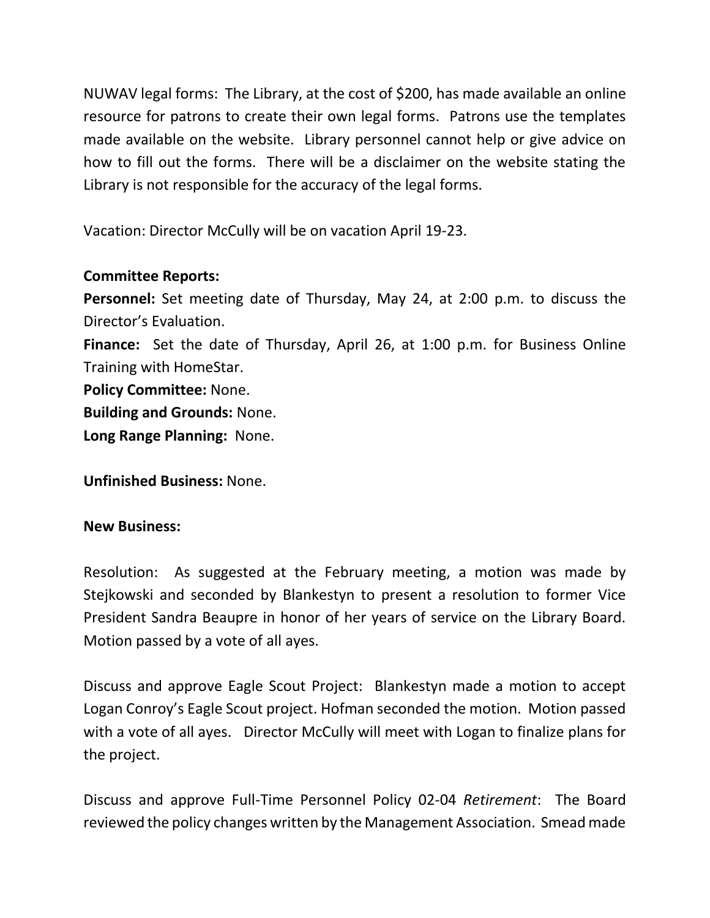NUWAV legal forms: The Library, at the cost of $200, has made available an online resource for patrons to create their own legal forms. Patrons use the templates made available on the website. Library personnel cannot help or give advice on how to fill out the forms. There will be a disclaimer on the website stating the Library is not responsible for the accuracy of the legal forms.

Vacation: Director McCully will be on vacation April 19-23.

**Committee Reports:**

**Personnel:** Set meeting date of Thursday, May 24, at 2:00 p.m. to discuss the Director's Evaluation.

**Finance:** Set the date of Thursday, April 26, at 1:00 p.m. for Business Online Training with HomeStar.

**Policy Committee:** None.

**Building and Grounds:** None.

**Long Range Planning:** None.

**Unfinished Business:** None.

**New Business:**

Resolution: As suggested at the February meeting, a motion was made by Stejkowski and seconded by Blankestyn to present a resolution to former Vice President Sandra Beaupre in honor of her years of service on the Library Board. Motion passed by a vote of all ayes.

Discuss and approve Eagle Scout Project: Blankestyn made a motion to accept Logan Conroy's Eagle Scout project. Hofman seconded the motion. Motion passed with a vote of all ayes. Director McCully will meet with Logan to finalize plans for the project.

Discuss and approve Full-Time Personnel Policy 02-04 *Retirement*: The Board reviewed the policy changes written by the Management Association. Smead made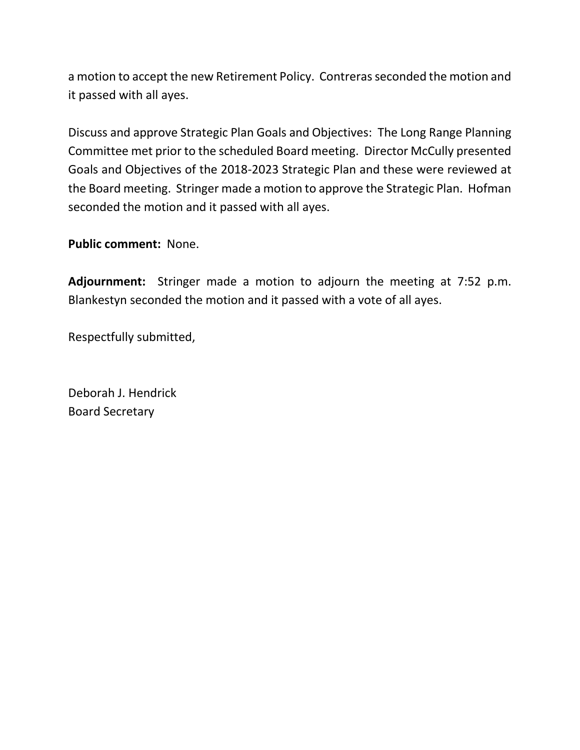a motion to accept the new Retirement Policy. Contreras seconded the motion and it passed with all ayes.

Discuss and approve Strategic Plan Goals and Objectives: The Long Range Planning Committee met prior to the scheduled Board meeting. Director McCully presented Goals and Objectives of the 2018-2023 Strategic Plan and these were reviewed at the Board meeting. Stringer made a motion to approve the Strategic Plan. Hofman seconded the motion and it passed with all ayes.

**Public comment:** None.

**Adjournment:** Stringer made a motion to adjourn the meeting at 7:52 p.m. Blankestyn seconded the motion and it passed with a vote of all ayes.

Respectfully submitted,

Deborah J. Hendrick
Board Secretary